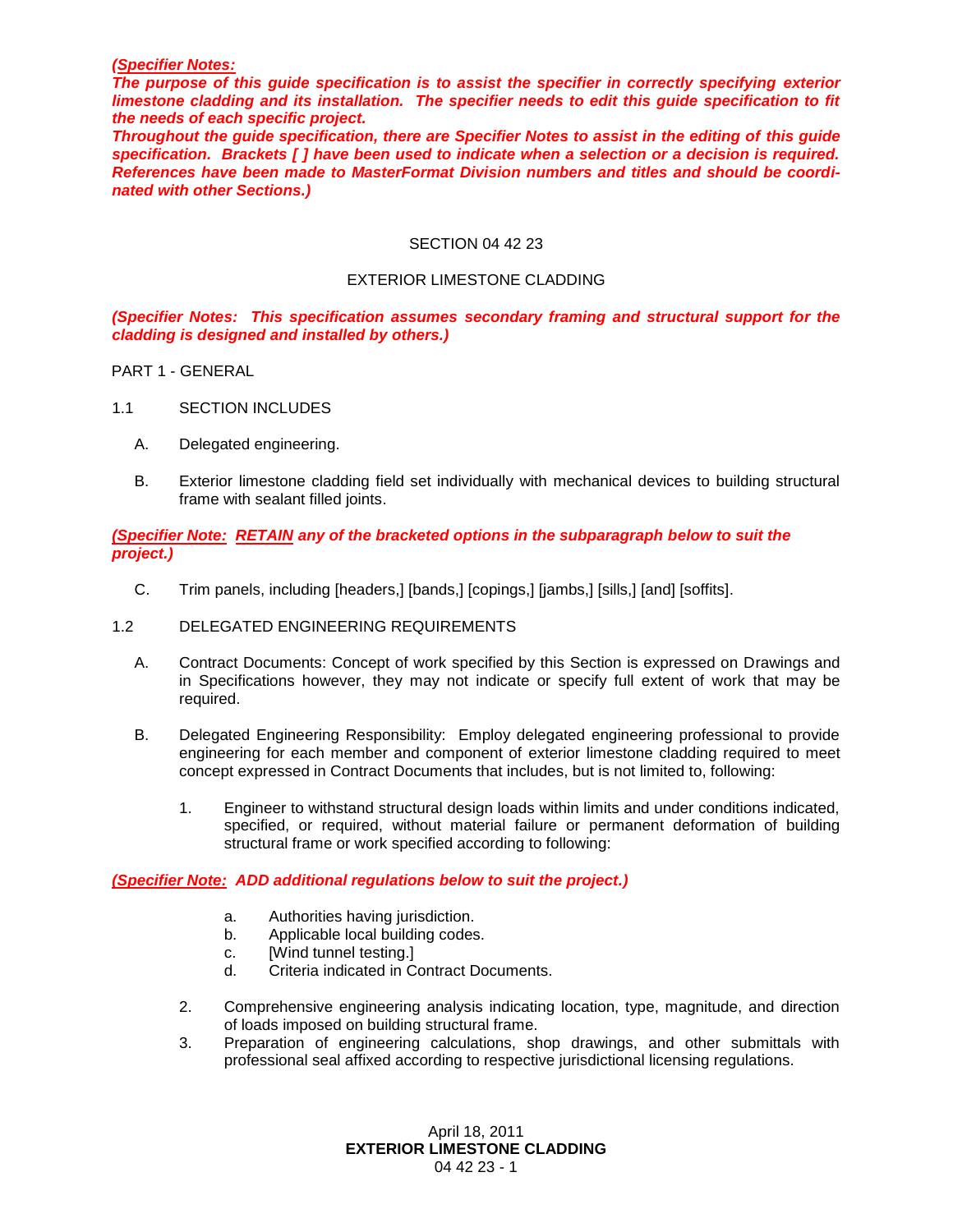***(Specifier Notes:***
***The purpose of this guide specification is to assist the specifier in correctly specifying exterior limestone cladding and its installation. The specifier needs to edit this guide specification to fit the needs of each specific project.***
***Throughout the guide specification, there are Specifier Notes to assist in the editing of this guide specification. Brackets [ ] have been used to indicate when a selection or a decision is required. References have been made to MasterFormat Division numbers and titles and should be coordinated with other Sections.)***

# SECTION 04 42 23

# EXTERIOR LIMESTONE CLADDING

***(Specifier Notes: This specification assumes secondary framing and structural support for the cladding is designed and installed by others.)***

## PART 1 - GENERAL

### 1.1 SECTION INCLUDES

A. Delegated engineering.

B. Exterior limestone cladding field set individually with mechanical devices to building structural frame with sealant filled joints.

***(Specifier Note: RETAIN any of the bracketed options in the subparagraph below to suit the project.)***

C. Trim panels, including [headers,] [bands,] [copings,] [jambs,] [sills,] [and] [soffits].

### 1.2 DELEGATED ENGINEERING REQUIREMENTS

A. Contract Documents: Concept of work specified by this Section is expressed on Drawings and in Specifications however, they may not indicate or specify full extent of work that may be required.

B. Delegated Engineering Responsibility: Employ delegated engineering professional to provide engineering for each member and component of exterior limestone cladding required to meet concept expressed in Contract Documents that includes, but is not limited to, following:

1. Engineer to withstand structural design loads within limits and under conditions indicated, specified, or required, without material failure or permanent deformation of building structural frame or work specified according to following:

***(Specifier Note: ADD additional regulations below to suit the project.)***

   a. Authorities having jurisdiction.
   b. Applicable local building codes.
   c. [Wind tunnel testing.]
   d. Criteria indicated in Contract Documents.

2. Comprehensive engineering analysis indicating location, type, magnitude, and direction of loads imposed on building structural frame.
3. Preparation of engineering calculations, shop drawings, and other submittals with professional seal affixed according to respective jurisdictional licensing regulations.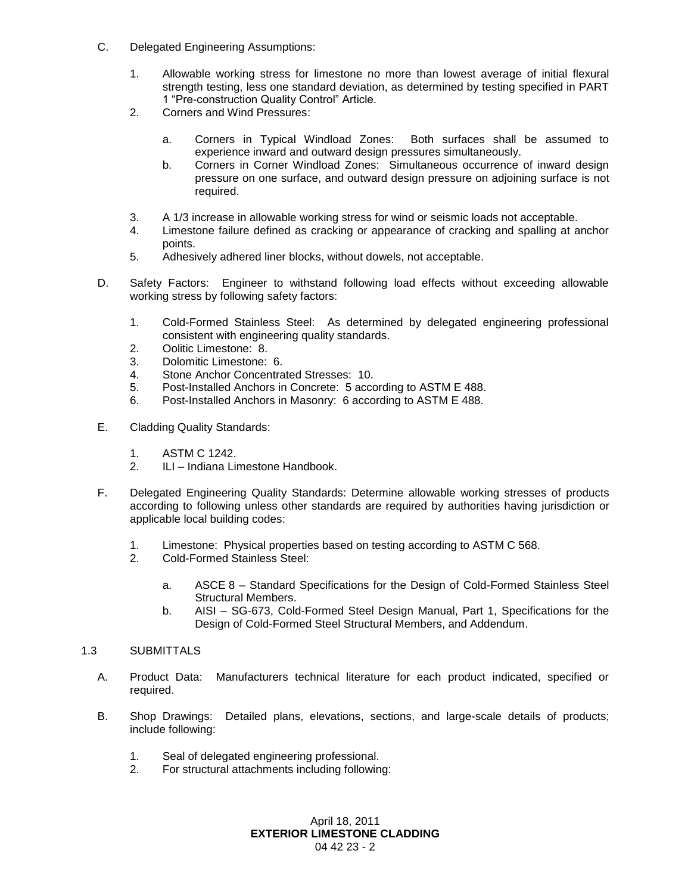C. Delegated Engineering Assumptions:

1. Allowable working stress for limestone no more than lowest average of initial flexural strength testing, less one standard deviation, as determined by testing specified in PART 1 "Pre-construction Quality Control" Article.
2. Corners and Wind Pressures:
   a. Corners in Typical Windload Zones: Both surfaces shall be assumed to experience inward and outward design pressures simultaneously.
   b. Corners in Corner Windload Zones: Simultaneous occurrence of inward design pressure on one surface, and outward design pressure on adjoining surface is not required.
3. A 1/3 increase in allowable working stress for wind or seismic loads not acceptable.
4. Limestone failure defined as cracking or appearance of cracking and spalling at anchor points.
5. Adhesively adhered liner blocks, without dowels, not acceptable.

D. Safety Factors: Engineer to withstand following load effects without exceeding allowable working stress by following safety factors:

1. Cold-Formed Stainless Steel: As determined by delegated engineering professional consistent with engineering quality standards.
2. Oolitic Limestone: 8.
3. Dolomitic Limestone: 6.
4. Stone Anchor Concentrated Stresses: 10.
5. Post-Installed Anchors in Concrete: 5 according to ASTM E 488.
6. Post-Installed Anchors in Masonry: 6 according to ASTM E 488.

E. Cladding Quality Standards:

1. ASTM C 1242.
2. ILI – Indiana Limestone Handbook.

F. Delegated Engineering Quality Standards: Determine allowable working stresses of products according to following unless other standards are required by authorities having jurisdiction or applicable local building codes:

1. Limestone: Physical properties based on testing according to ASTM C 568.
2. Cold-Formed Stainless Steel:
   a. ASCE 8 – Standard Specifications for the Design of Cold-Formed Stainless Steel Structural Members.
   b. AISI – SG-673, Cold-Formed Steel Design Manual, Part 1, Specifications for the Design of Cold-Formed Steel Structural Members, and Addendum.

## 1.3 SUBMITTALS

A. Product Data: Manufacturers technical literature for each product indicated, specified or required.

B. Shop Drawings: Detailed plans, elevations, sections, and large-scale details of products; include following:

1. Seal of delegated engineering professional.
2. For structural attachments including following: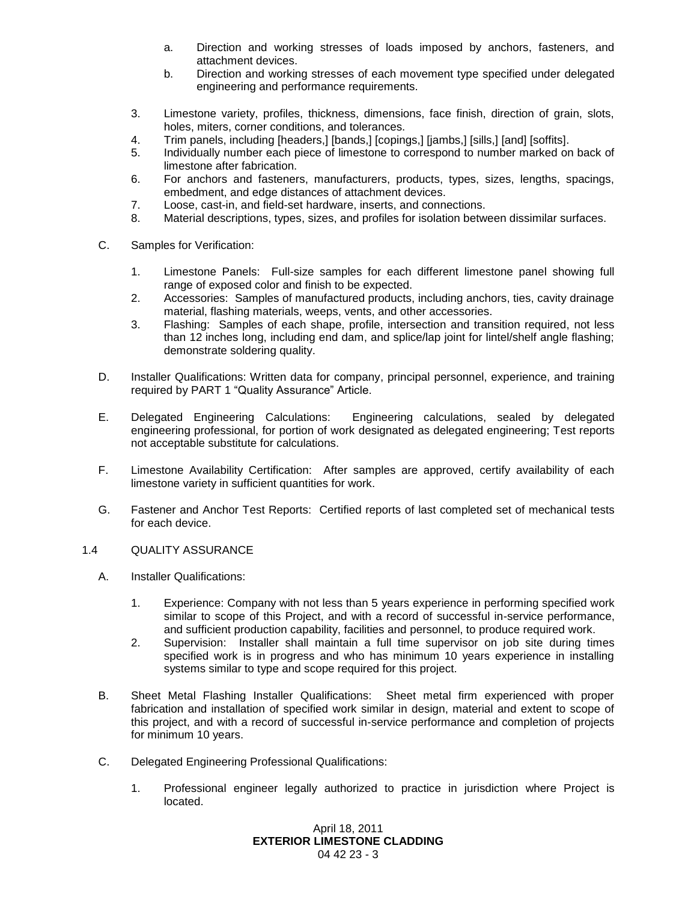a. Direction and working stresses of loads imposed by anchors, fasteners, and attachment devices.
b. Direction and working stresses of each movement type specified under delegated engineering and performance requirements.

3. Limestone variety, profiles, thickness, dimensions, face finish, direction of grain, slots, holes, miters, corner conditions, and tolerances.
4. Trim panels, including [headers,] [bands,] [copings,] [jambs,] [sills,] [and] [soffits].
5. Individually number each piece of limestone to correspond to number marked on back of limestone after fabrication.
6. For anchors and fasteners, manufacturers, products, types, sizes, lengths, spacings, embedment, and edge distances of attachment devices.
7. Loose, cast-in, and field-set hardware, inserts, and connections.
8. Material descriptions, types, sizes, and profiles for isolation between dissimilar surfaces.

C. Samples for Verification:

1. Limestone Panels: Full-size samples for each different limestone panel showing full range of exposed color and finish to be expected.
2. Accessories: Samples of manufactured products, including anchors, ties, cavity drainage material, flashing materials, weeps, vents, and other accessories.
3. Flashing: Samples of each shape, profile, intersection and transition required, not less than 12 inches long, including end dam, and splice/lap joint for lintel/shelf angle flashing; demonstrate soldering quality.

D. Installer Qualifications: Written data for company, principal personnel, experience, and training required by PART 1 "Quality Assurance" Article.

E. Delegated Engineering Calculations: Engineering calculations, sealed by delegated engineering professional, for portion of work designated as delegated engineering; Test reports not acceptable substitute for calculations.

F. Limestone Availability Certification: After samples are approved, certify availability of each limestone variety in sufficient quantities for work.

G. Fastener and Anchor Test Reports: Certified reports of last completed set of mechanical tests for each device.

## 1.4 QUALITY ASSURANCE

A. Installer Qualifications:

1. Experience: Company with not less than 5 years experience in performing specified work similar to scope of this Project, and with a record of successful in-service performance, and sufficient production capability, facilities and personnel, to produce required work.
2. Supervision: Installer shall maintain a full time supervisor on job site during times specified work is in progress and who has minimum 10 years experience in installing systems similar to type and scope required for this project.

B. Sheet Metal Flashing Installer Qualifications: Sheet metal firm experienced with proper fabrication and installation of specified work similar in design, material and extent to scope of this project, and with a record of successful in-service performance and completion of projects for minimum 10 years.

C. Delegated Engineering Professional Qualifications:

1. Professional engineer legally authorized to practice in jurisdiction where Project is located.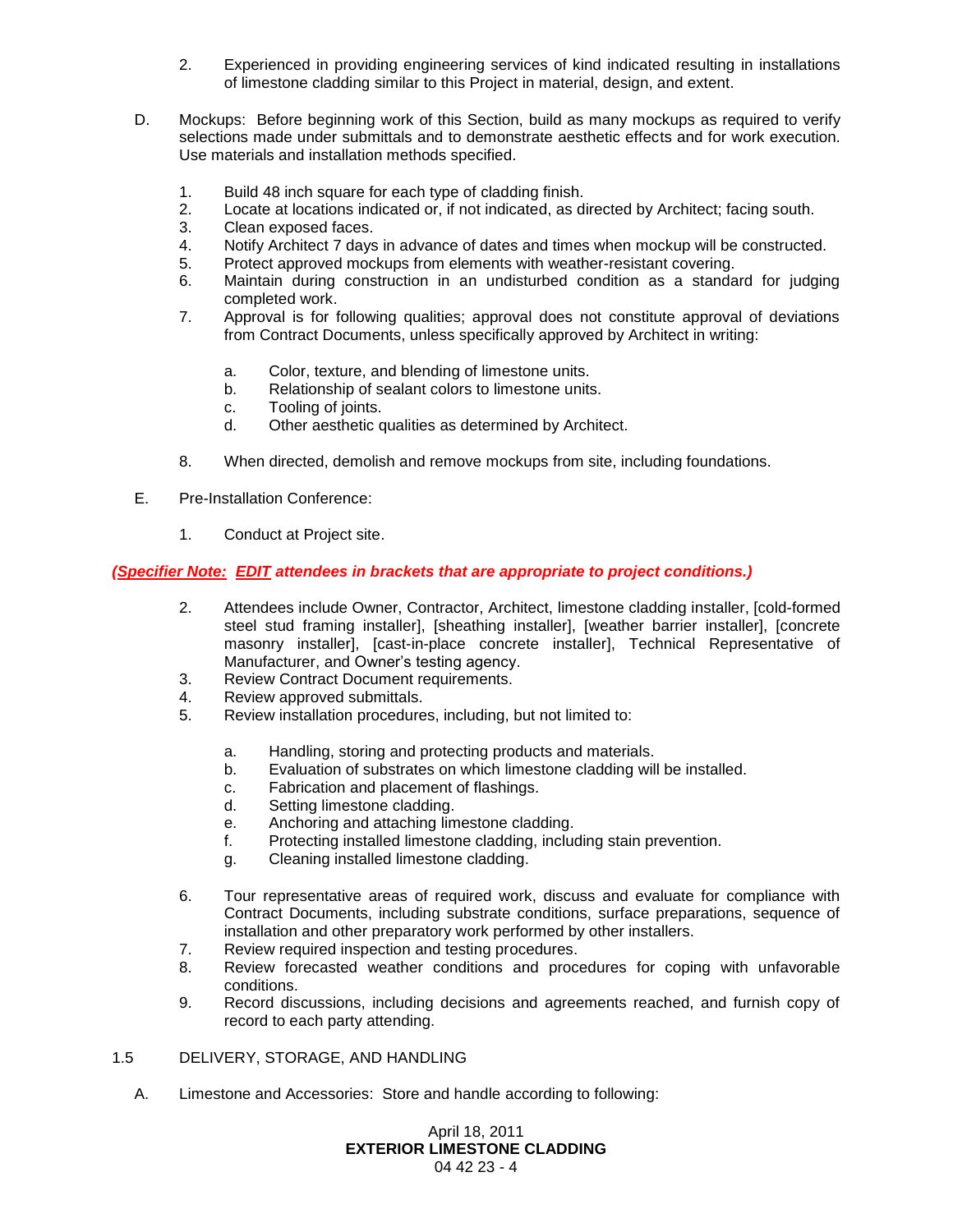2. Experienced in providing engineering services of kind indicated resulting in installations of limestone cladding similar to this Project in material, design, and extent.

D. Mockups: Before beginning work of this Section, build as many mockups as required to verify selections made under submittals and to demonstrate aesthetic effects and for work execution. Use materials and installation methods specified.

1. Build 48 inch square for each type of cladding finish.
2. Locate at locations indicated or, if not indicated, as directed by Architect; facing south.
3. Clean exposed faces.
4. Notify Architect 7 days in advance of dates and times when mockup will be constructed.
5. Protect approved mockups from elements with weather-resistant covering.
6. Maintain during construction in an undisturbed condition as a standard for judging completed work.
7. Approval is for following qualities; approval does not constitute approval of deviations from Contract Documents, unless specifically approved by Architect in writing:

   a. Color, texture, and blending of limestone units.
   b. Relationship of sealant colors to limestone units.
   c. Tooling of joints.
   d. Other aesthetic qualities as determined by Architect.

8. When directed, demolish and remove mockups from site, including foundations.

E. Pre-Installation Conference:

1. Conduct at Project site.

***(Specifier Note: EDIT attendees in brackets that are appropriate to project conditions.)***

2. Attendees include Owner, Contractor, Architect, limestone cladding installer, [cold-formed steel stud framing installer], [sheathing installer], [weather barrier installer], [concrete masonry installer], [cast-in-place concrete installer], Technical Representative of Manufacturer, and Owner's testing agency.
3. Review Contract Document requirements.
4. Review approved submittals.
5. Review installation procedures, including, but not limited to:

   a. Handling, storing and protecting products and materials.
   b. Evaluation of substrates on which limestone cladding will be installed.
   c. Fabrication and placement of flashings.
   d. Setting limestone cladding.
   e. Anchoring and attaching limestone cladding.
   f. Protecting installed limestone cladding, including stain prevention.
   g. Cleaning installed limestone cladding.

6. Tour representative areas of required work, discuss and evaluate for compliance with Contract Documents, including substrate conditions, surface preparations, sequence of installation and other preparatory work performed by other installers.
7. Review required inspection and testing procedures.
8. Review forecasted weather conditions and procedures for coping with unfavorable conditions.
9. Record discussions, including decisions and agreements reached, and furnish copy of record to each party attending.

1.5 DELIVERY, STORAGE, AND HANDLING

A. Limestone and Accessories: Store and handle according to following: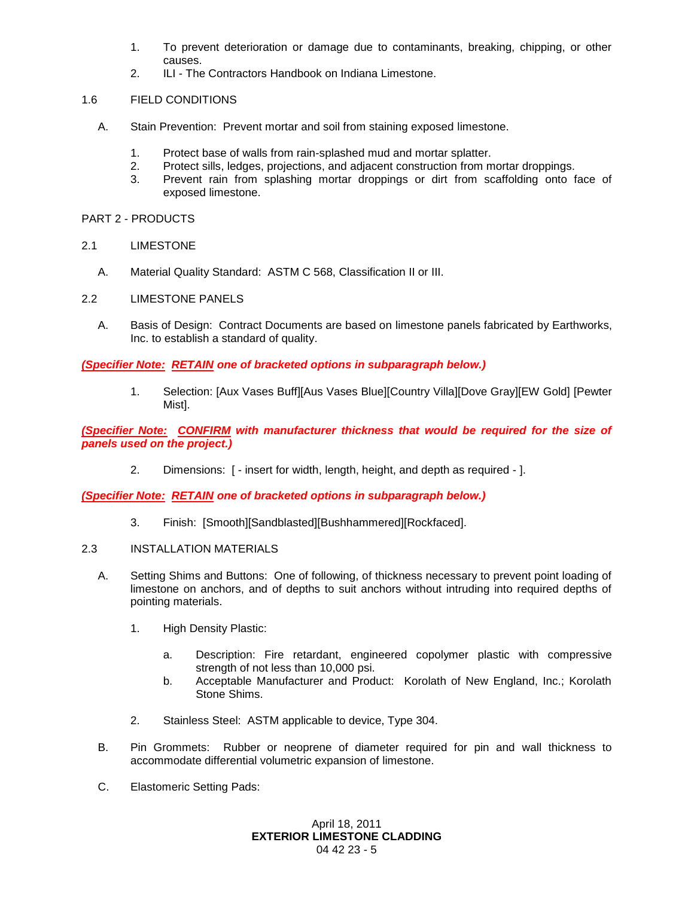1. To prevent deterioration or damage due to contaminants, breaking, chipping, or other causes.
2. ILI - The Contractors Handbook on Indiana Limestone.

1.6 FIELD CONDITIONS

A. Stain Prevention: Prevent mortar and soil from staining exposed limestone.

1. Protect base of walls from rain-splashed mud and mortar splatter.
2. Protect sills, ledges, projections, and adjacent construction from mortar droppings.
3. Prevent rain from splashing mortar droppings or dirt from scaffolding onto face of exposed limestone.

## PART 2 - PRODUCTS

2.1 LIMESTONE

A. Material Quality Standard: ASTM C 568, Classification II or III.

2.2 LIMESTONE PANELS

A. Basis of Design: Contract Documents are based on limestone panels fabricated by Earthworks, Inc. to establish a standard of quality.

***(Specifier Note: RETAIN one of bracketed options in subparagraph below.)***

1. Selection: [Aux Vases Buff][Aus Vases Blue][Country Villa][Dove Gray][EW Gold] [Pewter Mist].

***(Specifier Note: CONFIRM with manufacturer thickness that would be required for the size of panels used on the project.)***

2. Dimensions: [ - insert for width, length, height, and depth as required - ].

***(Specifier Note: RETAIN one of bracketed options in subparagraph below.)***

3. Finish: [Smooth][Sandblasted][Bushhammered][Rockfaced].

2.3 INSTALLATION MATERIALS

A. Setting Shims and Buttons: One of following, of thickness necessary to prevent point loading of limestone on anchors, and of depths to suit anchors without intruding into required depths of pointing materials.

1. High Density Plastic:

   a. Description: Fire retardant, engineered copolymer plastic with compressive strength of not less than 10,000 psi.
   b. Acceptable Manufacturer and Product: Korolath of New England, Inc.; Korolath Stone Shims.

2. Stainless Steel: ASTM applicable to device, Type 304.

B. Pin Grommets: Rubber or neoprene of diameter required for pin and wall thickness to accommodate differential volumetric expansion of limestone.

C. Elastomeric Setting Pads: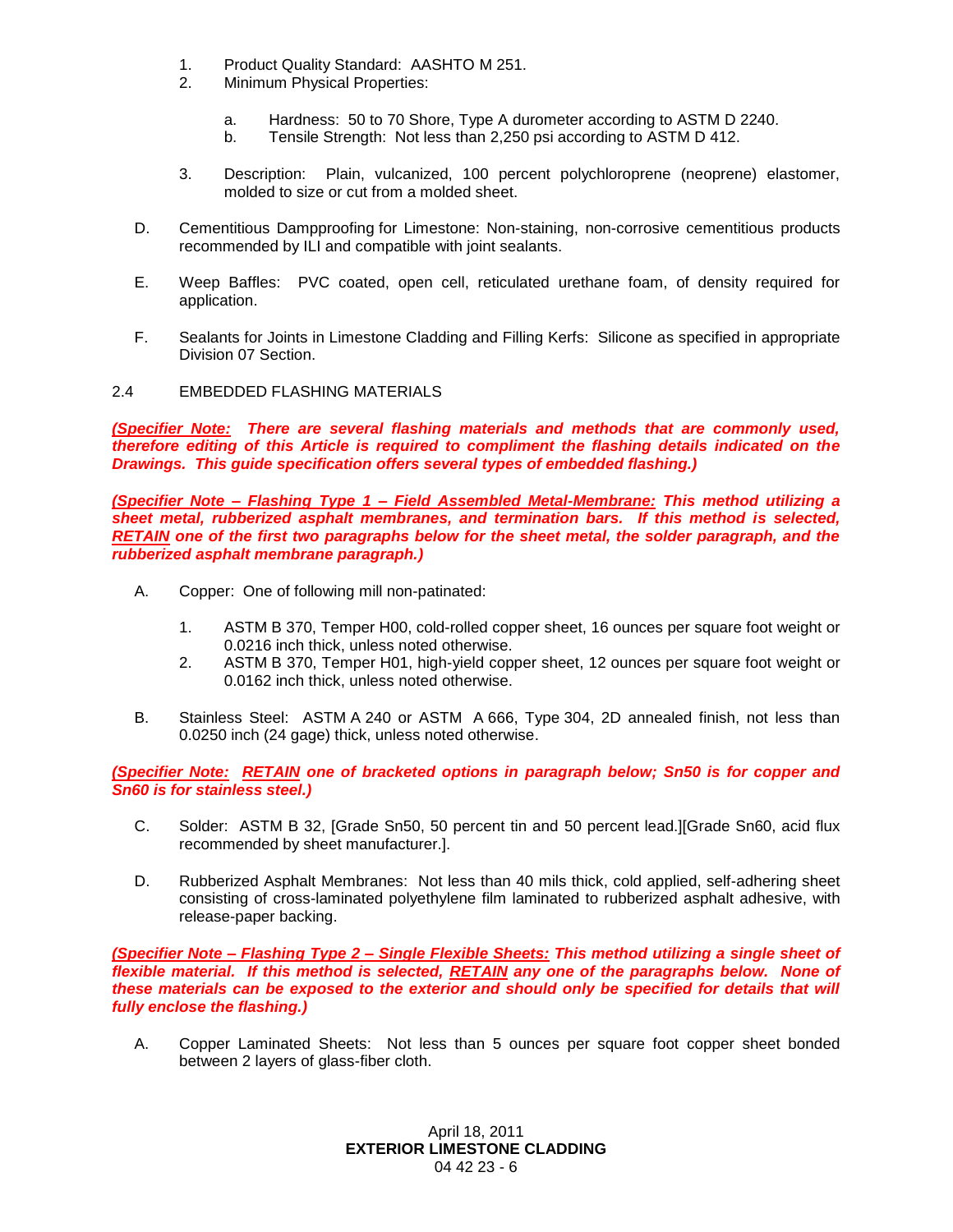1. Product Quality Standard: AASHTO M 251.
2. Minimum Physical Properties:

    a. Hardness: 50 to 70 Shore, Type A durometer according to ASTM D 2240.
    b. Tensile Strength: Not less than 2,250 psi according to ASTM D 412.

3. Description: Plain, vulcanized, 100 percent polychloroprene (neoprene) elastomer, molded to size or cut from a molded sheet.

D. Cementitious Dampproofing for Limestone: Non-staining, non-corrosive cementitious products recommended by ILI and compatible with joint sealants.

E. Weep Baffles: PVC coated, open cell, reticulated urethane foam, of density required for application.

F. Sealants for Joints in Limestone Cladding and Filling Kerfs: Silicone as specified in appropriate Division 07 Section.

2.4 EMBEDDED FLASHING MATERIALS

***(Specifier Note:** There are several flashing materials and methods that are commonly used, therefore editing of this Article is required to compliment the flashing details indicated on the Drawings. This guide specification offers several types of embedded flashing.)*

***(Specifier Note – Flashing Type 1 – Field Assembled Metal-Membrane:** This method utilizing a sheet metal, rubberized asphalt membranes, and termination bars. If this method is selected, **RETAIN** one of the first two paragraphs below for the sheet metal, the solder paragraph, and the rubberized asphalt membrane paragraph.)*

A. Copper: One of following mill non-patinated:

    1. ASTM B 370, Temper H00, cold-rolled copper sheet, 16 ounces per square foot weight or 0.0216 inch thick, unless noted otherwise.
    2. ASTM B 370, Temper H01, high-yield copper sheet, 12 ounces per square foot weight or 0.0162 inch thick, unless noted otherwise.

B. Stainless Steel: ASTM A 240 or ASTM A 666, Type 304, 2D annealed finish, not less than 0.0250 inch (24 gage) thick, unless noted otherwise.

***(Specifier Note:** **RETAIN** one of bracketed options in paragraph below; Sn50 is for copper and Sn60 is for stainless steel.)*

C. Solder: ASTM B 32, [Grade Sn50, 50 percent tin and 50 percent lead.][Grade Sn60, acid flux recommended by sheet manufacturer.].

D. Rubberized Asphalt Membranes: Not less than 40 mils thick, cold applied, self-adhering sheet consisting of cross-laminated polyethylene film laminated to rubberized asphalt adhesive, with release-paper backing.

***(Specifier Note – Flashing Type 2 – Single Flexible Sheets:** This method utilizing a single sheet of flexible material. If this method is selected, **RETAIN** any one of the paragraphs below. None of these materials can be exposed to the exterior and should only be specified for details that will fully enclose the flashing.)*

A. Copper Laminated Sheets: Not less than 5 ounces per square foot copper sheet bonded between 2 layers of glass-fiber cloth.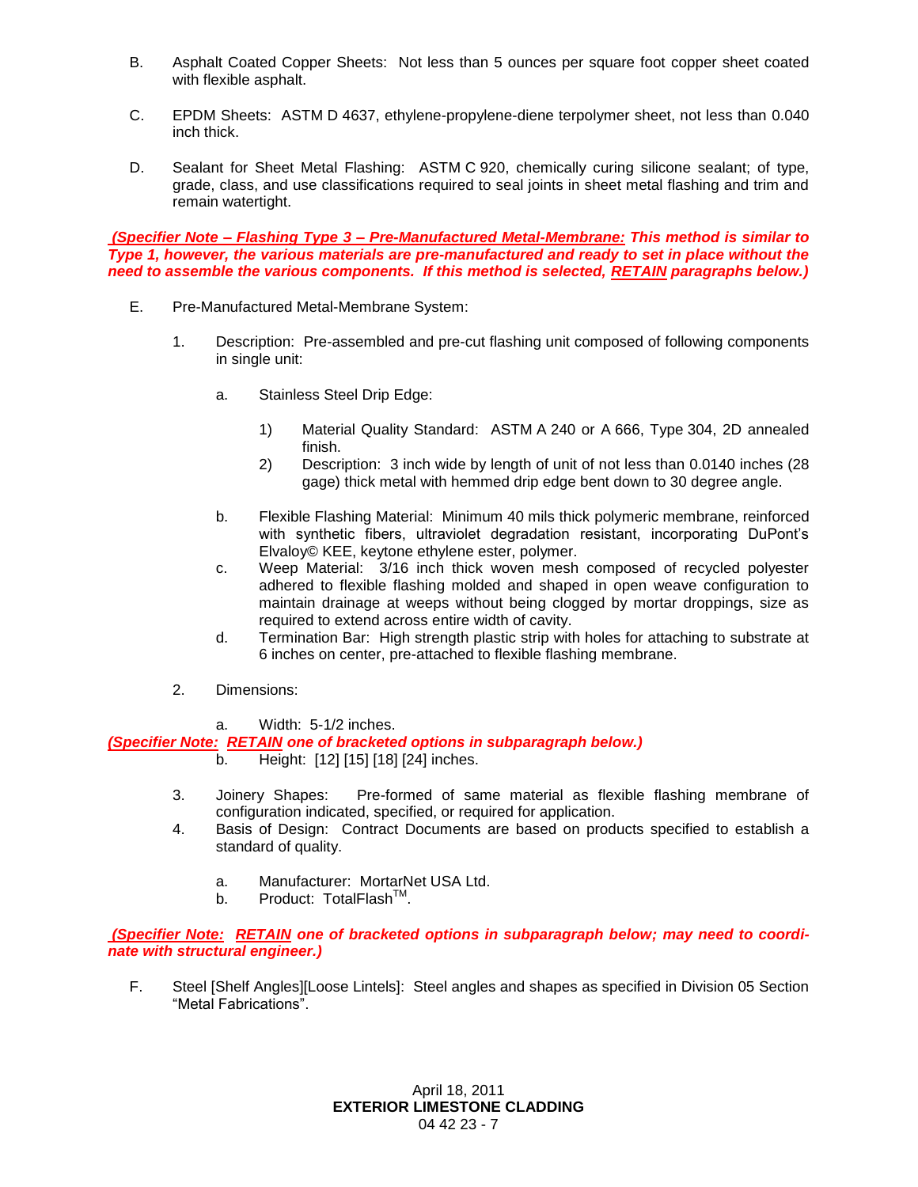B. Asphalt Coated Copper Sheets: Not less than 5 ounces per square foot copper sheet coated with flexible asphalt.

C. EPDM Sheets: ASTM D 4637, ethylene-propylene-diene terpolymer sheet, not less than 0.040 inch thick.

D. Sealant for Sheet Metal Flashing: ASTM C 920, chemically curing silicone sealant; of type, grade, class, and use classifications required to seal joints in sheet metal flashing and trim and remain watertight.

***(Specifier Note – Flashing Type 3 – Pre-Manufactured Metal-Membrane:** This method is similar to Type 1, however, the various materials are pre-manufactured and ready to set in place without the need to assemble the various components. If this method is selected, **RETAIN** paragraphs below.)*

E. Pre-Manufactured Metal-Membrane System:

1. Description: Pre-assembled and pre-cut flashing unit composed of following components in single unit:

    a. Stainless Steel Drip Edge:

    1) Material Quality Standard: ASTM A 240 or A 666, Type 304, 2D annealed finish.
    2) Description: 3 inch wide by length of unit of not less than 0.0140 inches (28 gage) thick metal with hemmed drip edge bent down to 30 degree angle.

    b. Flexible Flashing Material: Minimum 40 mils thick polymeric membrane, reinforced with synthetic fibers, ultraviolet degradation resistant, incorporating DuPont's Elvaloy© KEE, keytone ethylene ester, polymer.
    c. Weep Material: 3/16 inch thick woven mesh composed of recycled polyester adhered to flexible flashing molded and shaped in open weave configuration to maintain drainage at weeps without being clogged by mortar droppings, size as required to extend across entire width of cavity.
    d. Termination Bar: High strength plastic strip with holes for attaching to substrate at 6 inches on center, pre-attached to flexible flashing membrane.

2. Dimensions:

    a. Width: 5-1/2 inches.

***(Specifier Note:** **RETAIN** one of bracketed options in subparagraph below.)*

    b. Height: [12] [15] [18] [24] inches.

3. Joinery Shapes: Pre-formed of same material as flexible flashing membrane of configuration indicated, specified, or required for application.
4. Basis of Design: Contract Documents are based on products specified to establish a standard of quality.

    a. Manufacturer: MortarNet USA Ltd.
    b. Product: TotalFlash™.

***(Specifier Note:** **RETAIN** one of bracketed options in subparagraph below; may need to coordinate with structural engineer.)*

F. Steel [Shelf Angles][Loose Lintels]: Steel angles and shapes as specified in Division 05 Section "Metal Fabrications".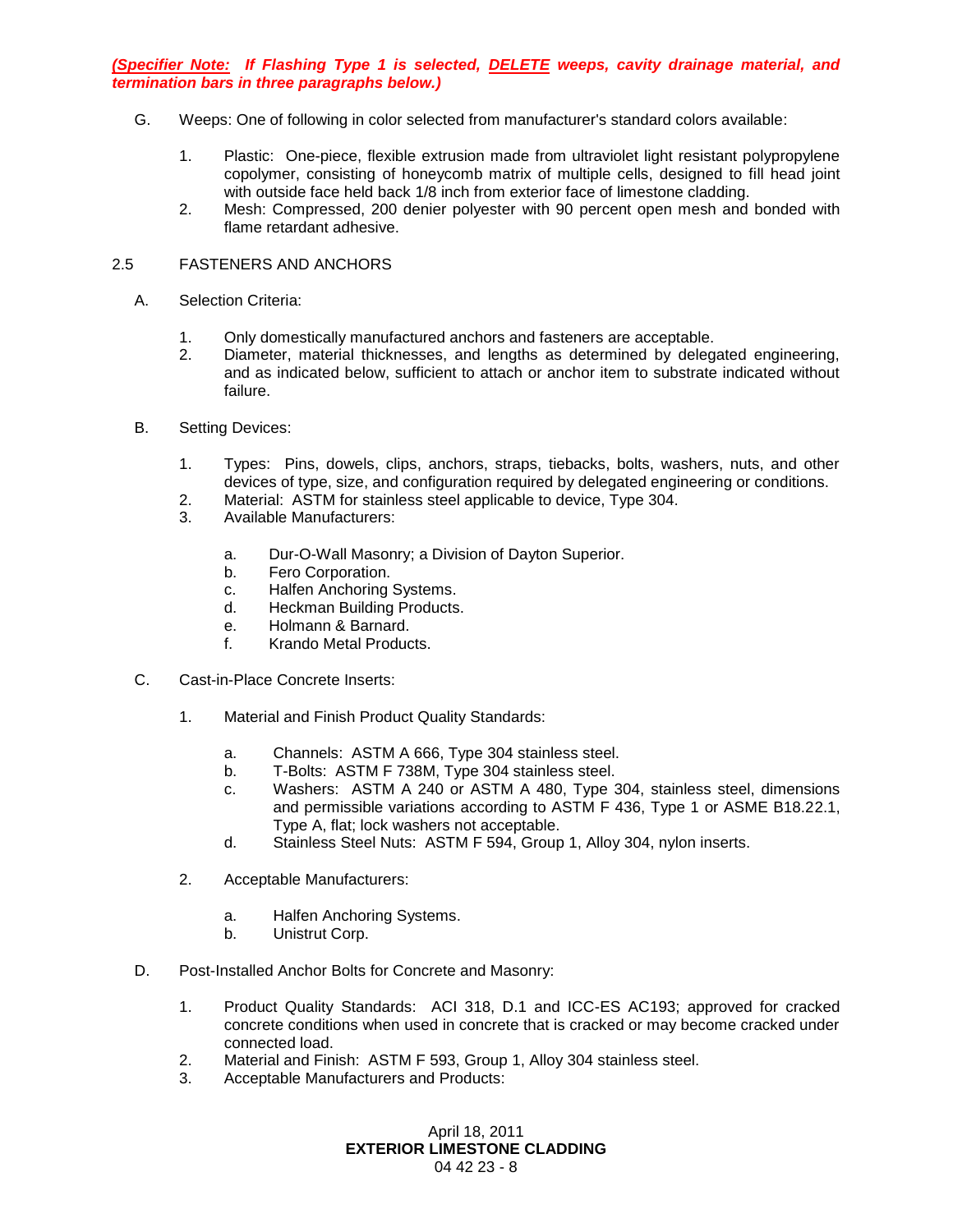***(Specifier Note:  If Flashing Type 1 is selected, DELETE weeps, cavity drainage material, and termination bars in three paragraphs below.)***

G. Weeps: One of following in color selected from manufacturer's standard colors available:

   1. Plastic:  One-piece, flexible extrusion made from ultraviolet light resistant polypropylene copolymer, consisting of honeycomb matrix of multiple cells, designed to fill head joint with outside face held back 1/8 inch from exterior face of limestone cladding.
   2. Mesh: Compressed, 200 denier polyester with 90 percent open mesh and bonded with flame retardant adhesive.

2.5 FASTENERS AND ANCHORS

A. Selection Criteria:

   1. Only domestically manufactured anchors and fasteners are acceptable.
   2. Diameter, material thicknesses, and lengths as determined by delegated engineering, and as indicated below, sufficient to attach or anchor item to substrate indicated without failure.

B. Setting Devices:

   1. Types:  Pins, dowels, clips, anchors, straps, tiebacks, bolts, washers, nuts, and other devices of type, size, and configuration required by delegated engineering or conditions.
   2. Material:  ASTM for stainless steel applicable to device, Type 304.
   3. Available Manufacturers:

      a. Dur-O-Wall Masonry; a Division of Dayton Superior.
      b. Fero Corporation.
      c. Halfen Anchoring Systems.
      d. Heckman Building Products.
      e. Holmann & Barnard.
      f. Krando Metal Products.

C. Cast-in-Place Concrete Inserts:

   1. Material and Finish Product Quality Standards:

      a. Channels:  ASTM A 666, Type 304 stainless steel.
      b. T-Bolts:  ASTM F 738M, Type 304 stainless steel.
      c. Washers:  ASTM A 240 or ASTM A 480, Type 304, stainless steel, dimensions and permissible variations according to ASTM F 436, Type 1 or ASME B18.22.1, Type A, flat; lock washers not acceptable.
      d. Stainless Steel Nuts:  ASTM F 594, Group 1, Alloy 304, nylon inserts.

   2. Acceptable Manufacturers:

      a. Halfen Anchoring Systems.
      b. Unistrut Corp.

D. Post-Installed Anchor Bolts for Concrete and Masonry:

   1. Product Quality Standards:  ACI 318, D.1 and ICC-ES AC193; approved for cracked concrete conditions when used in concrete that is cracked or may become cracked under connected load.
   2. Material and Finish:  ASTM F 593, Group 1, Alloy 304 stainless steel.
   3. Acceptable Manufacturers and Products: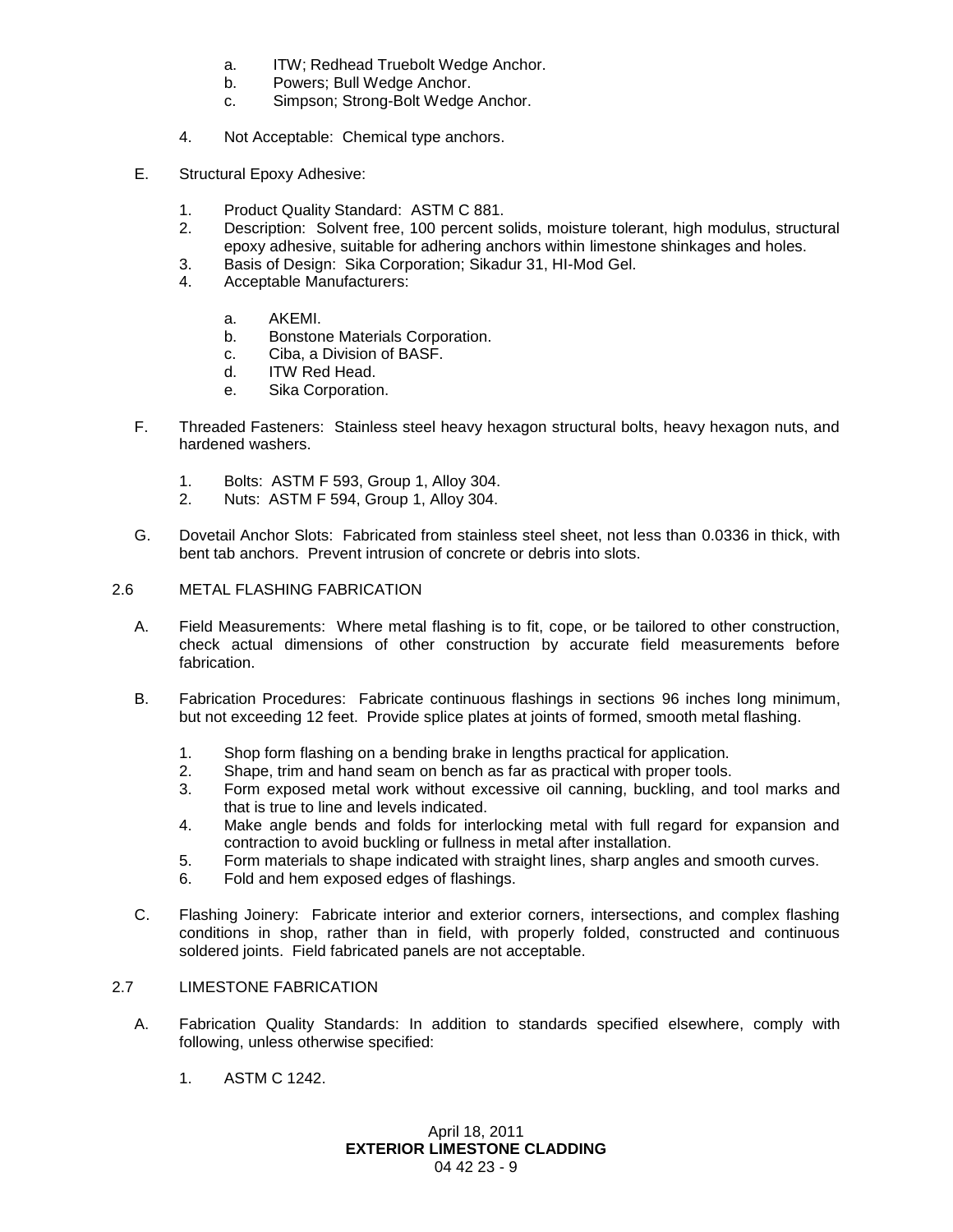a. ITW; Redhead Truebolt Wedge Anchor.
   b. Powers; Bull Wedge Anchor.
   c. Simpson; Strong-Bolt Wedge Anchor.

4. Not Acceptable: Chemical type anchors.

E. Structural Epoxy Adhesive:

   1. Product Quality Standard: ASTM C 881.
   2. Description: Solvent free, 100 percent solids, moisture tolerant, high modulus, structural epoxy adhesive, suitable for adhering anchors within limestone shinkages and holes.
   3. Basis of Design: Sika Corporation; Sikadur 31, HI-Mod Gel.
   4. Acceptable Manufacturers:

      a. AKEMI.
      b. Bonstone Materials Corporation.
      c. Ciba, a Division of BASF.
      d. ITW Red Head.
      e. Sika Corporation.

F. Threaded Fasteners: Stainless steel heavy hexagon structural bolts, heavy hexagon nuts, and hardened washers.

   1. Bolts: ASTM F 593, Group 1, Alloy 304.
   2. Nuts: ASTM F 594, Group 1, Alloy 304.

G. Dovetail Anchor Slots: Fabricated from stainless steel sheet, not less than 0.0336 in thick, with bent tab anchors. Prevent intrusion of concrete or debris into slots.

## 2.6 METAL FLASHING FABRICATION

A. Field Measurements: Where metal flashing is to fit, cope, or be tailored to other construction, check actual dimensions of other construction by accurate field measurements before fabrication.

B. Fabrication Procedures: Fabricate continuous flashings in sections 96 inches long minimum, but not exceeding 12 feet. Provide splice plates at joints of formed, smooth metal flashing.

   1. Shop form flashing on a bending brake in lengths practical for application.
   2. Shape, trim and hand seam on bench as far as practical with proper tools.
   3. Form exposed metal work without excessive oil canning, buckling, and tool marks and that is true to line and levels indicated.
   4. Make angle bends and folds for interlocking metal with full regard for expansion and contraction to avoid buckling or fullness in metal after installation.
   5. Form materials to shape indicated with straight lines, sharp angles and smooth curves.
   6. Fold and hem exposed edges of flashings.

C. Flashing Joinery: Fabricate interior and exterior corners, intersections, and complex flashing conditions in shop, rather than in field, with properly folded, constructed and continuous soldered joints. Field fabricated panels are not acceptable.

## 2.7 LIMESTONE FABRICATION

A. Fabrication Quality Standards: In addition to standards specified elsewhere, comply with following, unless otherwise specified:

   1. ASTM C 1242.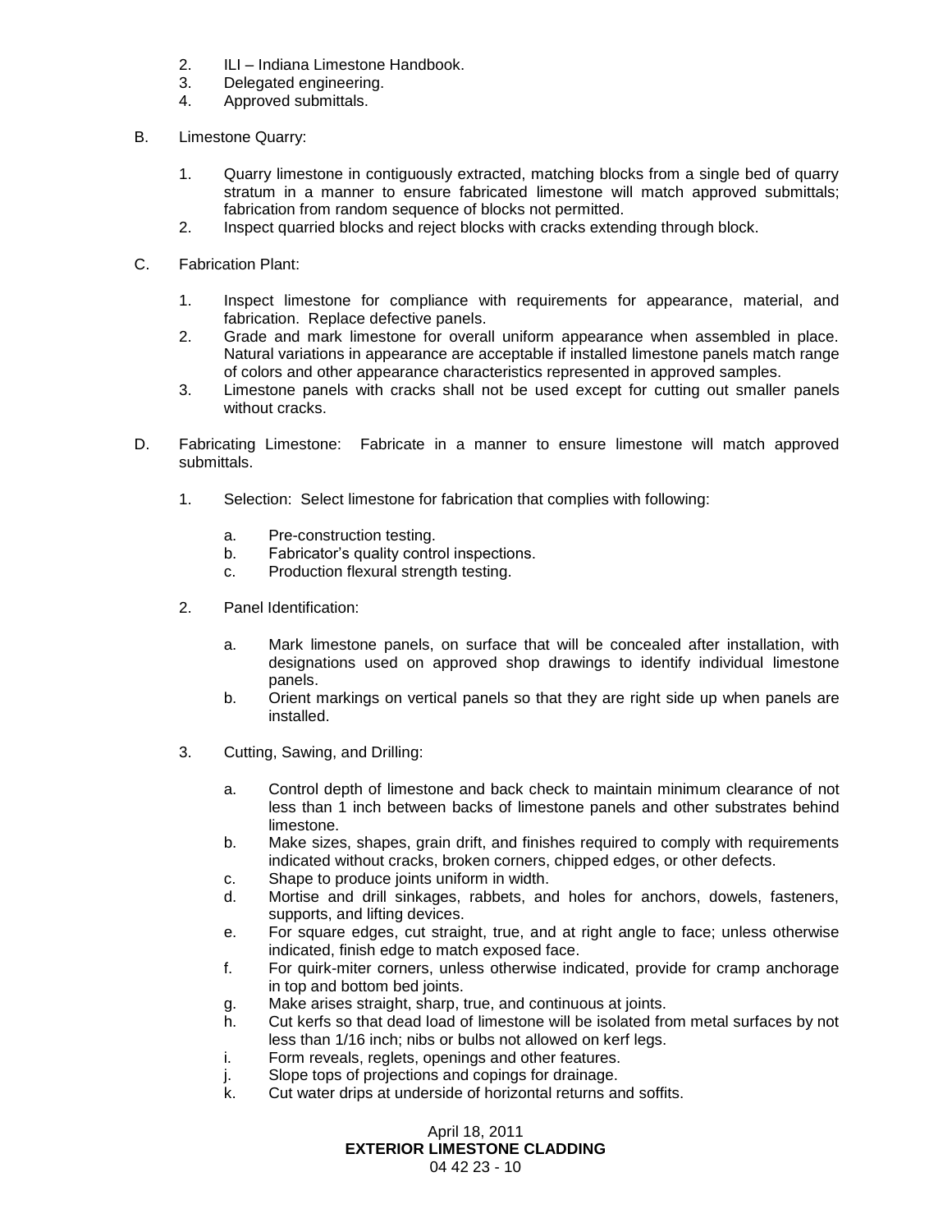2. ILI – Indiana Limestone Handbook.
3. Delegated engineering.
4. Approved submittals.

B. Limestone Quarry:

1. Quarry limestone in contiguously extracted, matching blocks from a single bed of quarry stratum in a manner to ensure fabricated limestone will match approved submittals; fabrication from random sequence of blocks not permitted.
2. Inspect quarried blocks and reject blocks with cracks extending through block.

C. Fabrication Plant:

1. Inspect limestone for compliance with requirements for appearance, material, and fabrication. Replace defective panels.
2. Grade and mark limestone for overall uniform appearance when assembled in place. Natural variations in appearance are acceptable if installed limestone panels match range of colors and other appearance characteristics represented in approved samples.
3. Limestone panels with cracks shall not be used except for cutting out smaller panels without cracks.

D. Fabricating Limestone: Fabricate in a manner to ensure limestone will match approved submittals.

1. Selection: Select limestone for fabrication that complies with following:

    a. Pre-construction testing.
    b. Fabricator's quality control inspections.
    c. Production flexural strength testing.

2. Panel Identification:

    a. Mark limestone panels, on surface that will be concealed after installation, with designations used on approved shop drawings to identify individual limestone panels.
    b. Orient markings on vertical panels so that they are right side up when panels are installed.

3. Cutting, Sawing, and Drilling:

    a. Control depth of limestone and back check to maintain minimum clearance of not less than 1 inch between backs of limestone panels and other substrates behind limestone.
    b. Make sizes, shapes, grain drift, and finishes required to comply with requirements indicated without cracks, broken corners, chipped edges, or other defects.
    c. Shape to produce joints uniform in width.
    d. Mortise and drill sinkages, rabbets, and holes for anchors, dowels, fasteners, supports, and lifting devices.
    e. For square edges, cut straight, true, and at right angle to face; unless otherwise indicated, finish edge to match exposed face.
    f. For quirk-miter corners, unless otherwise indicated, provide for cramp anchorage in top and bottom bed joints.
    g. Make arises straight, sharp, true, and continuous at joints.
    h. Cut kerfs so that dead load of limestone will be isolated from metal surfaces by not less than 1/16 inch; nibs or bulbs not allowed on kerf legs.
    i. Form reveals, reglets, openings and other features.
    j. Slope tops of projections and copings for drainage.
    k. Cut water drips at underside of horizontal returns and soffits.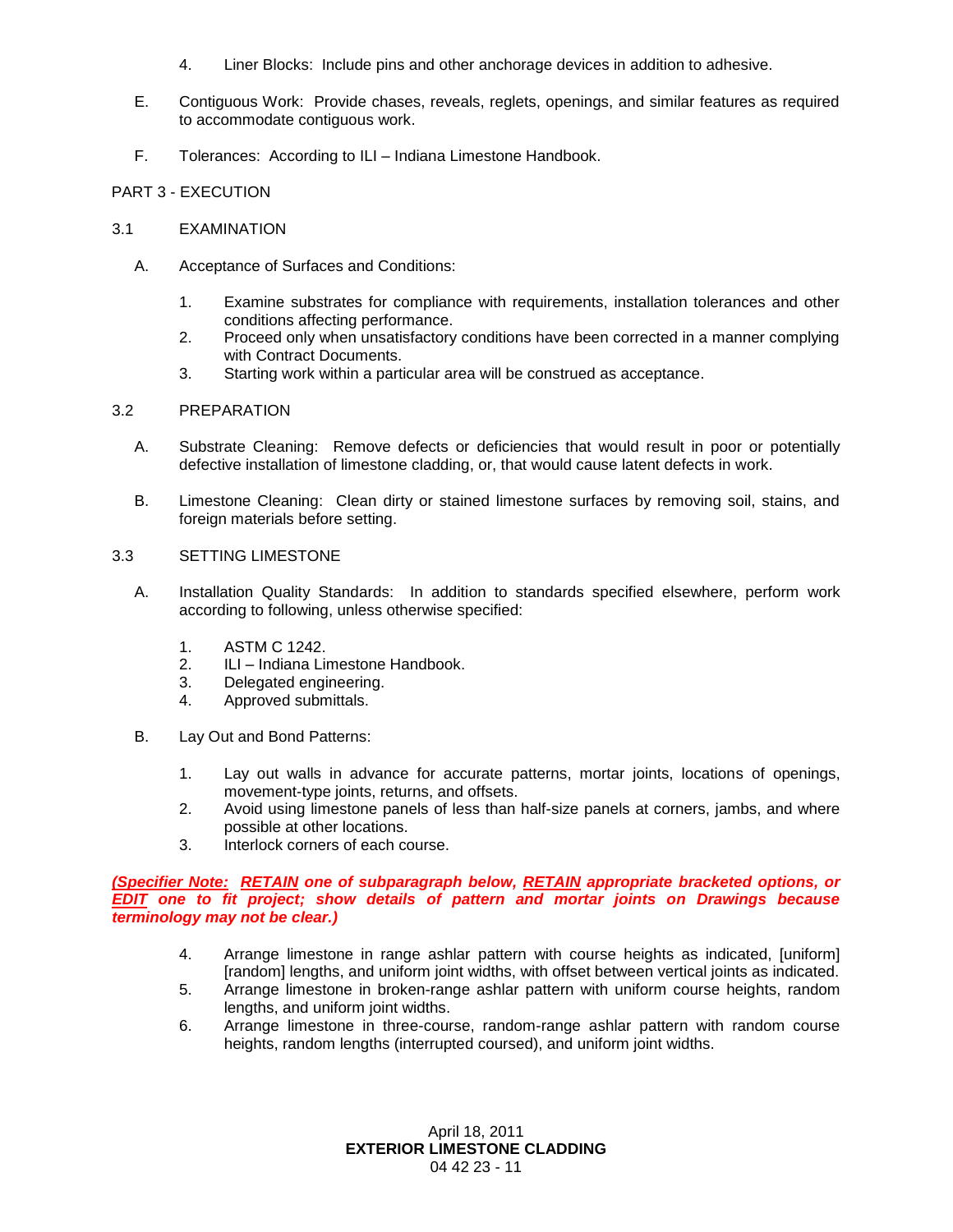4. Liner Blocks: Include pins and other anchorage devices in addition to adhesive.

E. Contiguous Work: Provide chases, reveals, reglets, openings, and similar features as required to accommodate contiguous work.

F. Tolerances: According to ILI – Indiana Limestone Handbook.

## PART 3 - EXECUTION

### 3.1 EXAMINATION

A. Acceptance of Surfaces and Conditions:

1. Examine substrates for compliance with requirements, installation tolerances and other conditions affecting performance.
2. Proceed only when unsatisfactory conditions have been corrected in a manner complying with Contract Documents.
3. Starting work within a particular area will be construed as acceptance.

### 3.2 PREPARATION

A. Substrate Cleaning: Remove defects or deficiencies that would result in poor or potentially defective installation of limestone cladding, or, that would cause latent defects in work.

B. Limestone Cleaning: Clean dirty or stained limestone surfaces by removing soil, stains, and foreign materials before setting.

### 3.3 SETTING LIMESTONE

A. Installation Quality Standards: In addition to standards specified elsewhere, perform work according to following, unless otherwise specified:

1. ASTM C 1242.
2. ILI – Indiana Limestone Handbook.
3. Delegated engineering.
4. Approved submittals.

B. Lay Out and Bond Patterns:

1. Lay out walls in advance for accurate patterns, mortar joints, locations of openings, movement-type joints, returns, and offsets.
2. Avoid using limestone panels of less than half-size panels at corners, jambs, and where possible at other locations.
3. Interlock corners of each course.

***(Specifier Note: RETAIN one of subparagraph below, RETAIN appropriate bracketed options, or EDIT one to fit project; show details of pattern and mortar joints on Drawings because terminology may not be clear.)***

4. Arrange limestone in range ashlar pattern with course heights as indicated, [uniform] [random] lengths, and uniform joint widths, with offset between vertical joints as indicated.
5. Arrange limestone in broken-range ashlar pattern with uniform course heights, random lengths, and uniform joint widths.
6. Arrange limestone in three-course, random-range ashlar pattern with random course heights, random lengths (interrupted coursed), and uniform joint widths.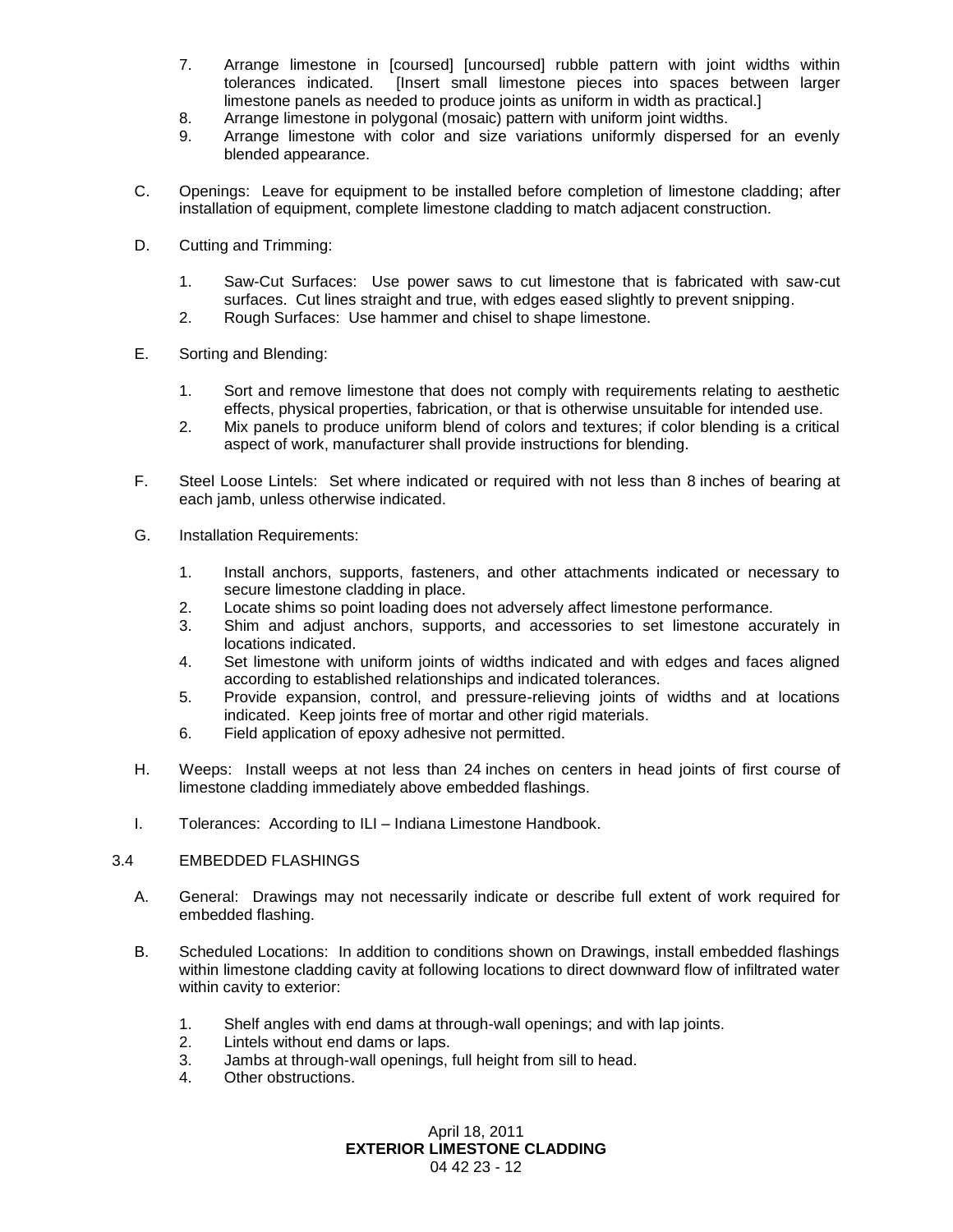7. Arrange limestone in [coursed] [uncoursed] rubble pattern with joint widths within tolerances indicated. [Insert small limestone pieces into spaces between larger limestone panels as needed to produce joints as uniform in width as practical.]
8. Arrange limestone in polygonal (mosaic) pattern with uniform joint widths.
9. Arrange limestone with color and size variations uniformly dispersed for an evenly blended appearance.

C. Openings: Leave for equipment to be installed before completion of limestone cladding; after installation of equipment, complete limestone cladding to match adjacent construction.

D. Cutting and Trimming:

1. Saw-Cut Surfaces: Use power saws to cut limestone that is fabricated with saw-cut surfaces. Cut lines straight and true, with edges eased slightly to prevent snipping.
2. Rough Surfaces: Use hammer and chisel to shape limestone.

E. Sorting and Blending:

1. Sort and remove limestone that does not comply with requirements relating to aesthetic effects, physical properties, fabrication, or that is otherwise unsuitable for intended use.
2. Mix panels to produce uniform blend of colors and textures; if color blending is a critical aspect of work, manufacturer shall provide instructions for blending.

F. Steel Loose Lintels: Set where indicated or required with not less than 8 inches of bearing at each jamb, unless otherwise indicated.

G. Installation Requirements:

1. Install anchors, supports, fasteners, and other attachments indicated or necessary to secure limestone cladding in place.
2. Locate shims so point loading does not adversely affect limestone performance.
3. Shim and adjust anchors, supports, and accessories to set limestone accurately in locations indicated.
4. Set limestone with uniform joints of widths indicated and with edges and faces aligned according to established relationships and indicated tolerances.
5. Provide expansion, control, and pressure-relieving joints of widths and at locations indicated. Keep joints free of mortar and other rigid materials.
6. Field application of epoxy adhesive not permitted.

H. Weeps: Install weeps at not less than 24 inches on centers in head joints of first course of limestone cladding immediately above embedded flashings.

I. Tolerances: According to ILI – Indiana Limestone Handbook.

## 3.4 EMBEDDED FLASHINGS

A. General: Drawings may not necessarily indicate or describe full extent of work required for embedded flashing.

B. Scheduled Locations: In addition to conditions shown on Drawings, install embedded flashings within limestone cladding cavity at following locations to direct downward flow of infiltrated water within cavity to exterior:

1. Shelf angles with end dams at through-wall openings; and with lap joints.
2. Lintels without end dams or laps.
3. Jambs at through-wall openings, full height from sill to head.
4. Other obstructions.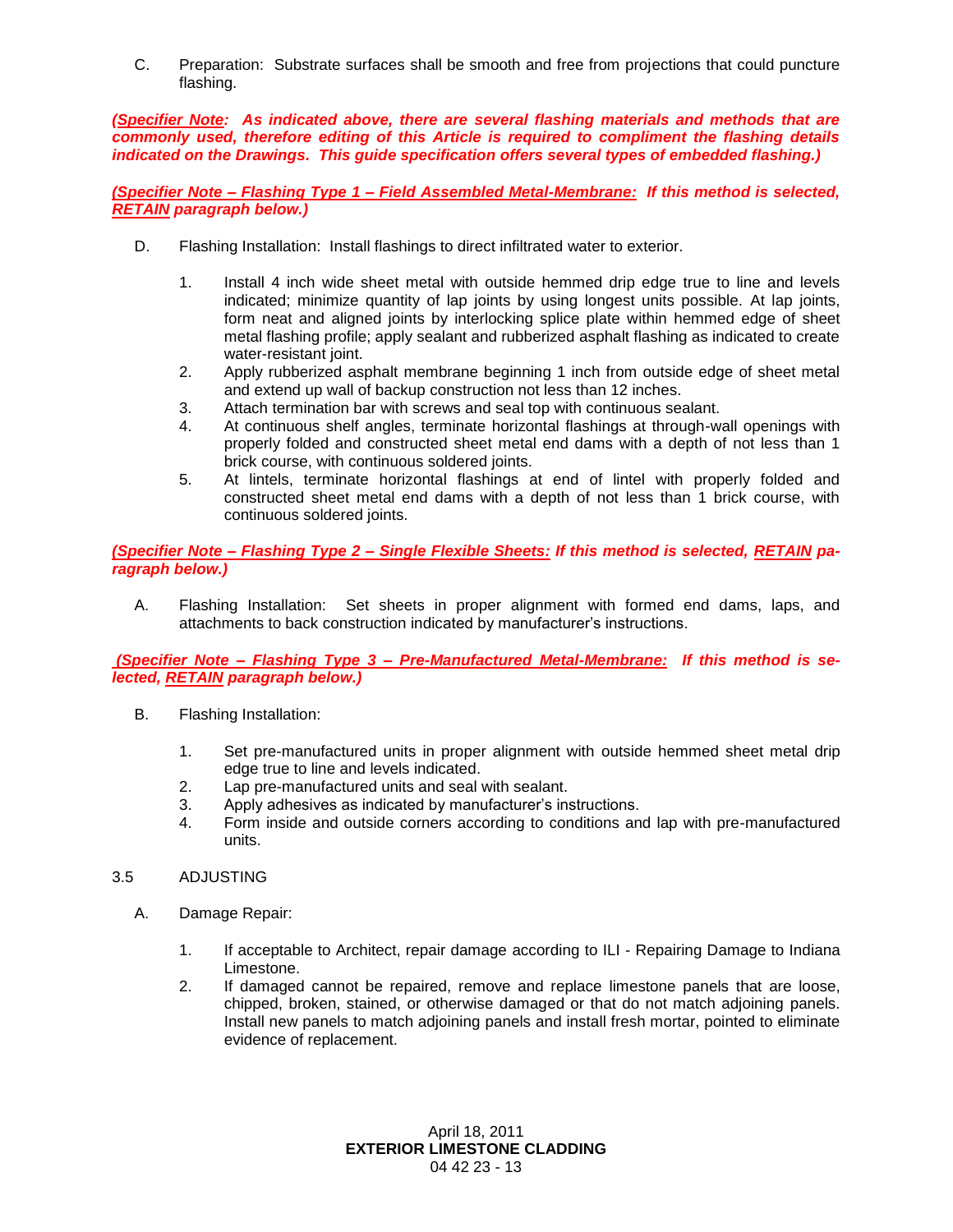C. Preparation: Substrate surfaces shall be smooth and free from projections that could puncture flashing.

***(Specifier Note: As indicated above, there are several flashing materials and methods that are commonly used, therefore editing of this Article is required to compliment the flashing details indicated on the Drawings. This guide specification offers several types of embedded flashing.)***

***(Specifier Note – Flashing Type 1 – Field Assembled Metal-Membrane: If this method is selected, RETAIN paragraph below.)***

D. Flashing Installation: Install flashings to direct infiltrated water to exterior.

1. Install 4 inch wide sheet metal with outside hemmed drip edge true to line and levels indicated; minimize quantity of lap joints by using longest units possible. At lap joints, form neat and aligned joints by interlocking splice plate within hemmed edge of sheet metal flashing profile; apply sealant and rubberized asphalt flashing as indicated to create water-resistant joint.
2. Apply rubberized asphalt membrane beginning 1 inch from outside edge of sheet metal and extend up wall of backup construction not less than 12 inches.
3. Attach termination bar with screws and seal top with continuous sealant.
4. At continuous shelf angles, terminate horizontal flashings at through-wall openings with properly folded and constructed sheet metal end dams with a depth of not less than 1 brick course, with continuous soldered joints.
5. At lintels, terminate horizontal flashings at end of lintel with properly folded and constructed sheet metal end dams with a depth of not less than 1 brick course, with continuous soldered joints.

***(Specifier Note – Flashing Type 2 – Single Flexible Sheets: If this method is selected, RETAIN paragraph below.)***

A. Flashing Installation: Set sheets in proper alignment with formed end dams, laps, and attachments to back construction indicated by manufacturer's instructions.

***(Specifier Note – Flashing Type 3 – Pre-Manufactured Metal-Membrane: If this method is selected, RETAIN paragraph below.)***

B. Flashing Installation:

1. Set pre-manufactured units in proper alignment with outside hemmed sheet metal drip edge true to line and levels indicated.
2. Lap pre-manufactured units and seal with sealant.
3. Apply adhesives as indicated by manufacturer's instructions.
4. Form inside and outside corners according to conditions and lap with pre-manufactured units.

## 3.5 ADJUSTING

A. Damage Repair:

1. If acceptable to Architect, repair damage according to ILI - Repairing Damage to Indiana Limestone.
2. If damaged cannot be repaired, remove and replace limestone panels that are loose, chipped, broken, stained, or otherwise damaged or that do not match adjoining panels. Install new panels to match adjoining panels and install fresh mortar, pointed to eliminate evidence of replacement.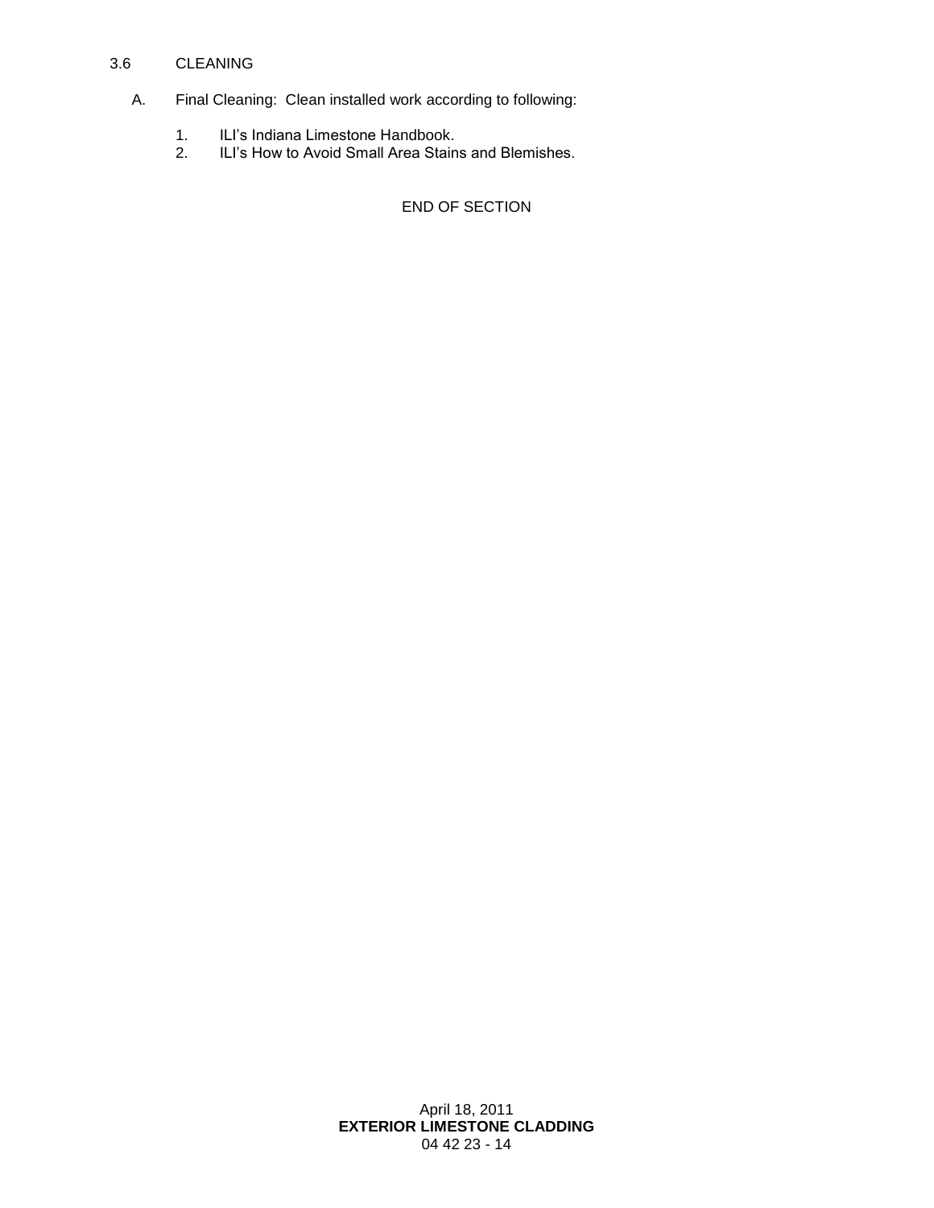## 3.6 CLEANING

A. Final Cleaning: Clean installed work according to following:

1. ILI’s Indiana Limestone Handbook.
2. ILI’s How to Avoid Small Area Stains and Blemishes.

END OF SECTION